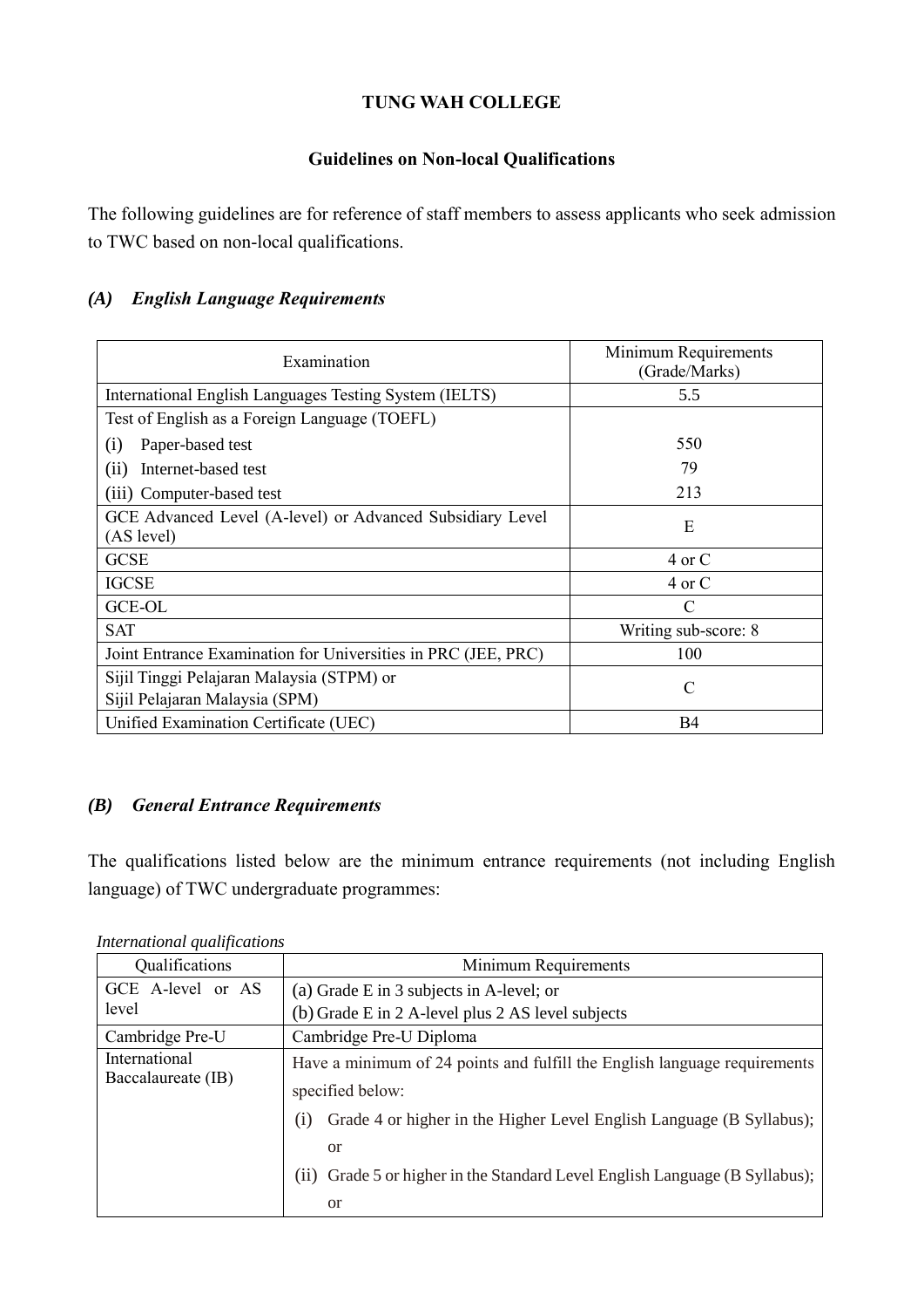**TUNG WAH COLLEGE**

**Guidelines on Non-local Qualifications**

The following guidelines are for reference of staff members to assess applicants who seek admission to TWC based on non-local qualifications.

### *(A) English Language Requirements*

| Examination | Minimum Requirements (Grade/Marks) |
|---|---|
| International English Languages Testing System (IELTS) | 5.5 |
| Test of English as a Foreign Language (TOEFL)<br>(i) Paper-based test<br>(ii) Internet-based test<br>(iii) Computer-based test | <br>550<br>79<br>213 |
| GCE Advanced Level (A-level) or Advanced Subsidiary Level (AS level) | E |
| GCSE | 4 or C |
| IGCSE | 4 or C |
| GCE-OL | C |
| SAT | Writing sub-score: 8 |
| Joint Entrance Examination for Universities in PRC (JEE, PRC) | 100 |
| Sijil Tinggi Pelajaran Malaysia (STPM) or Sijil Pelajaran Malaysia (SPM) | C |
| Unified Examination Certificate (UEC) | B4 |

### *(B) General Entrance Requirements*

The qualifications listed below are the minimum entrance requirements (not including English language) of TWC undergraduate programmes:

*International qualifications*

| Qualifications | Minimum Requirements |
|---|---|
| GCE A-level or AS level | (a) Grade E in 3 subjects in A-level; or<br>(b) Grade E in 2 A-level plus 2 AS level subjects |
| Cambridge Pre-U | Cambridge Pre-U Diploma |
| International Baccalaureate (IB) | Have a minimum of 24 points and fulfill the English language requirements specified below:<br>(i) Grade 4 or higher in the Higher Level English Language (B Syllabus); or<br>(ii) Grade 5 or higher in the Standard Level English Language (B Syllabus); or |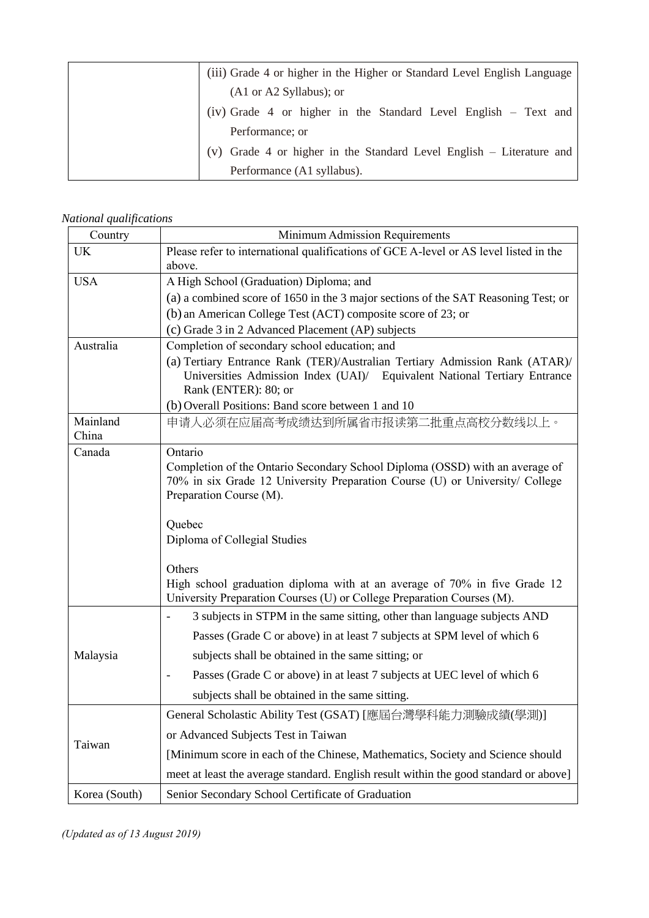| | |
|---|---|
| | (iii) Grade 4 or higher in the Higher or Standard Level English Language (A1 or A2 Syllabus); or<br>(iv) Grade 4 or higher in the Standard Level English – Text and Performance; or<br>(v) Grade 4 or higher in the Standard Level English – Literature and Performance (A1 syllabus). |

*National qualifications*

| Country | Minimum Admission Requirements |
|---|---|
| UK | Please refer to international qualifications of GCE A-level or AS level listed in the above. |
| USA | A High School (Graduation) Diploma; and<br>(a) a combined score of 1650 in the 3 major sections of the SAT Reasoning Test; or<br>(b) an American College Test (ACT) composite score of 23; or<br>(c) Grade 3 in 2 Advanced Placement (AP) subjects |
| Australia | Completion of secondary school education; and<br>(a) Tertiary Entrance Rank (TER)/Australian Tertiary Admission Rank (ATAR)/ Universities Admission Index (UAI)/ Equivalent National Tertiary Entrance Rank (ENTER): 80; or<br>(b) Overall Positions: Band score between 1 and 10 |
| Mainland China | 申请人必须在应届高考成绩达到所属省市报读第二批重点高校分数线以上。 |
| Canada | Ontario<br>Completion of the Ontario Secondary School Diploma (OSSD) with an average of 70% in six Grade 12 University Preparation Course (U) or University/ College Preparation Course (M).<br><br>Quebec<br>Diploma of Collegial Studies<br><br>Others<br>High school graduation diploma with at an average of 70% in five Grade 12 University Preparation Courses (U) or College Preparation Courses (M). |
| Malaysia | - 3 subjects in STPM in the same sitting, other than language subjects AND Passes (Grade C or above) in at least 7 subjects at SPM level of which 6 subjects shall be obtained in the same sitting; or<br>- Passes (Grade C or above) in at least 7 subjects at UEC level of which 6 subjects shall be obtained in the same sitting. |
| Taiwan | General Scholastic Ability Test (GSAT) [應屆台灣學科能力測驗成績(學測)] or Advanced Subjects Test in Taiwan<br>[Minimum score in each of the Chinese, Mathematics, Society and Science should meet at least the average standard. English result within the good standard or above] |
| Korea (South) | Senior Secondary School Certificate of Graduation |

*(Updated as of 13 August 2019)*